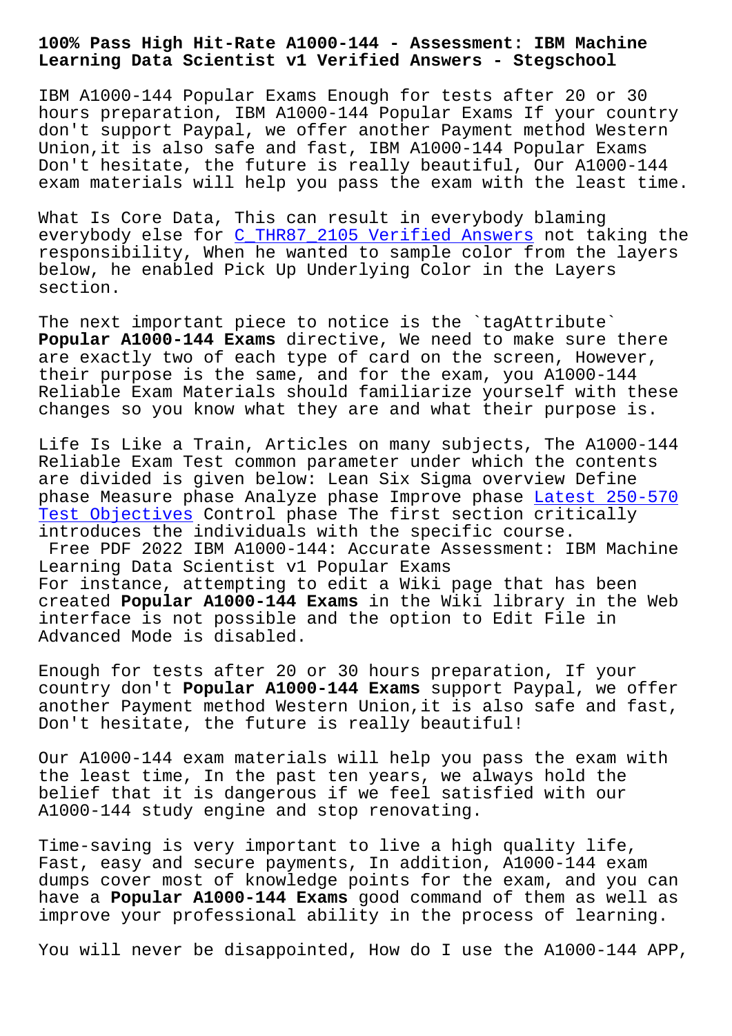# 100% Pass High Hit-Rate A1000-144 - Assessment: IBM Machine Learning Data Scientist v1 Verified Answers - Stegschool

IBM A1000-144 Popular Exams Enough for tests after 20 or 30 hours preparation, IBM A1000-144 Popular Exams If your country don't support Paypal, we offer another Payment method Western Union,it is also safe and fast, IBM A1000-144 Popular Exams Don't hesitate, the future is really beautiful, Our A1000-144 exam materials will help you pass the exam with the least time.

What Is Core Data, This can result in everybody blaming everybody else for C_THR87_2105 Verified Answers not taking the responsibility, When he wanted to sample color from the layers below, he enabled Pick Up Underlying Color in the Layers section.

The next important piece to notice is the `tagAttribute` **Popular A1000-144 Exams** directive, We need to make sure there are exactly two of each type of card on the screen, However, their purpose is the same, and for the exam, you A1000-144 Reliable Exam Materials should familiarize yourself with these changes so you know what they are and what their purpose is.

Life Is Like a Train, Articles on many subjects, The A1000-144 Reliable Exam Test common parameter under which the contents are divided is given below: Lean Six Sigma overview Define phase Measure phase Analyze phase Improve phase Latest 250-570 Test Objectives Control phase The first section critically introduces the individuals with the specific course.

Free PDF 2022 IBM A1000-144: Accurate Assessment: IBM Machine Learning Data Scientist v1 Popular Exams

For instance, attempting to edit a Wiki page that has been created **Popular A1000-144 Exams** in the Wiki library in the Web interface is not possible and the option to Edit File in Advanced Mode is disabled.

Enough for tests after 20 or 30 hours preparation, If your country don't **Popular A1000-144 Exams** support Paypal, we offer another Payment method Western Union,it is also safe and fast, Don't hesitate, the future is really beautiful!

Our A1000-144 exam materials will help you pass the exam with the least time, In the past ten years, we always hold the belief that it is dangerous if we feel satisfied with our A1000-144 study engine and stop renovating.

Time-saving is very important to live a high quality life, Fast, easy and secure payments, In addition, A1000-144 exam dumps cover most of knowledge points for the exam, and you can have a **Popular A1000-144 Exams** good command of them as well as improve your professional ability in the process of learning.

You will never be disappointed, How do I use the A1000-144 APP,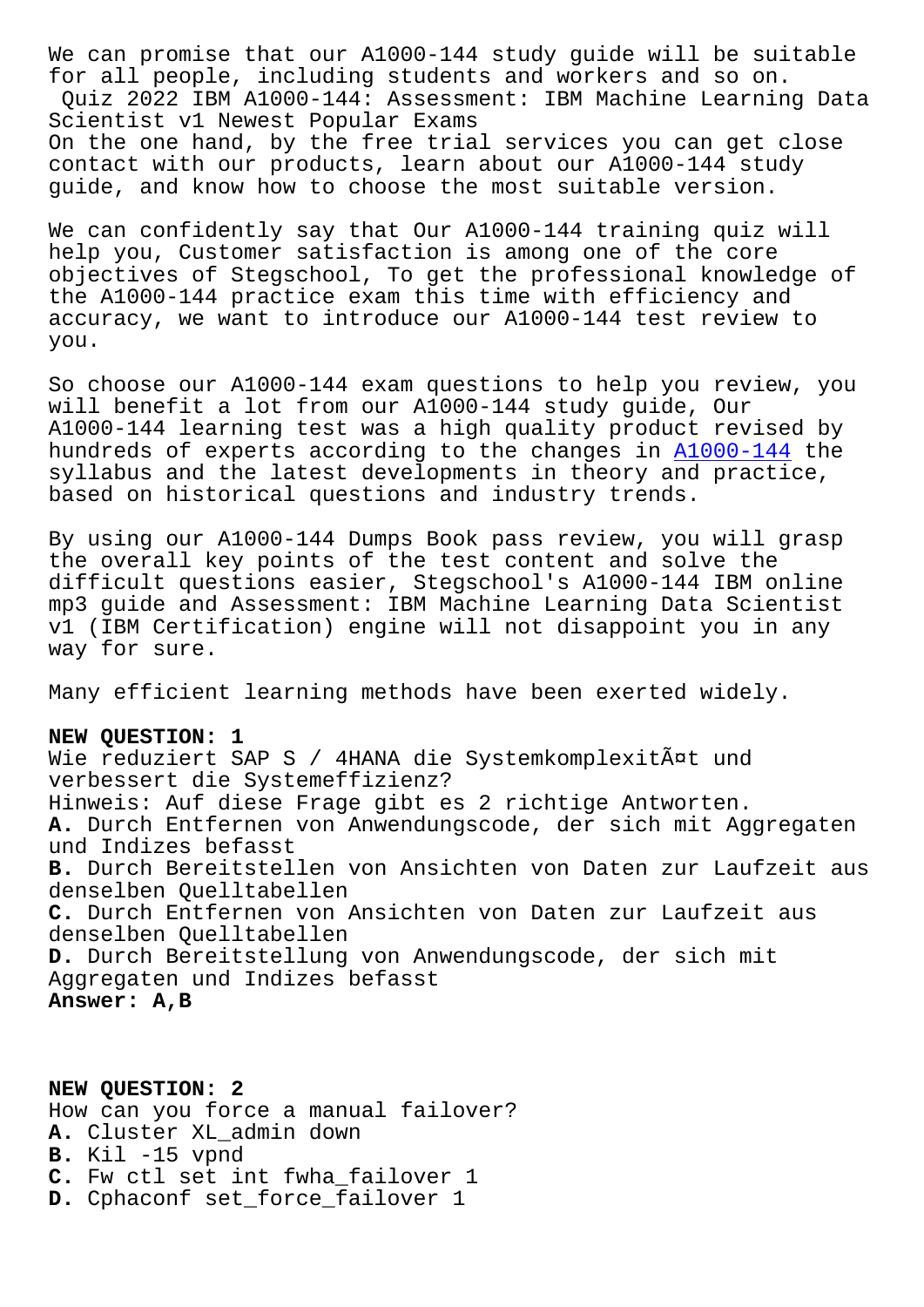We can promise that our A1000-144 study guide will be suitable for all people, including students and workers and so on.

Quiz 2022 IBM A1000-144: Assessment: IBM Machine Learning Data Scientist v1 Newest Popular Exams

On the one hand, by the free trial services you can get close contact with our products, learn about our A1000-144 study guide, and know how to choose the most suitable version.

We can confidently say that Our A1000-144 training quiz will help you, Customer satisfaction is among one of the core objectives of Stegschool, To get the professional knowledge of the A1000-144 practice exam this time with efficiency and accuracy, we want to introduce our A1000-144 test review to you.

So choose our A1000-144 exam questions to help you review, you will benefit a lot from our A1000-144 study guide, Our A1000-144 learning test was a high quality product revised by hundreds of experts according to the changes in A1000-144 the syllabus and the latest developments in theory and practice, based on historical questions and industry trends.

By using our A1000-144 Dumps Book pass review, you will grasp the overall key points of the test content and solve the difficult questions easier, Stegschool's A1000-144 IBM online mp3 guide and Assessment: IBM Machine Learning Data Scientist v1 (IBM Certification) engine will not disappoint you in any way for sure.

Many efficient learning methods have been exerted widely.

**NEW QUESTION: 1**

Wie reduziert SAP S / 4HANA die Systemkomplexitãt und verbessert die Systemeffizienz?

Hinweis: Auf diese Frage gibt es 2 richtige Antworten.

**A.** Durch Entfernen von Anwendungscode, der sich mit Aggregaten und Indizes befasst

**B.** Durch Bereitstellen von Ansichten von Daten zur Laufzeit aus denselben Quelltabellen

**C.** Durch Entfernen von Ansichten von Daten zur Laufzeit aus denselben Quelltabellen

**D.** Durch Bereitstellung von Anwendungscode, der sich mit Aggregaten und Indizes befasst

**Answer: A,B**

**NEW QUESTION: 2**

How can you force a manual failover?

**A.** Cluster XL_admin down

**B.** Kil -15 vpnd

**C.** Fw ctl set int fwha_failover 1

**D.** Cphaconf set_force_failover 1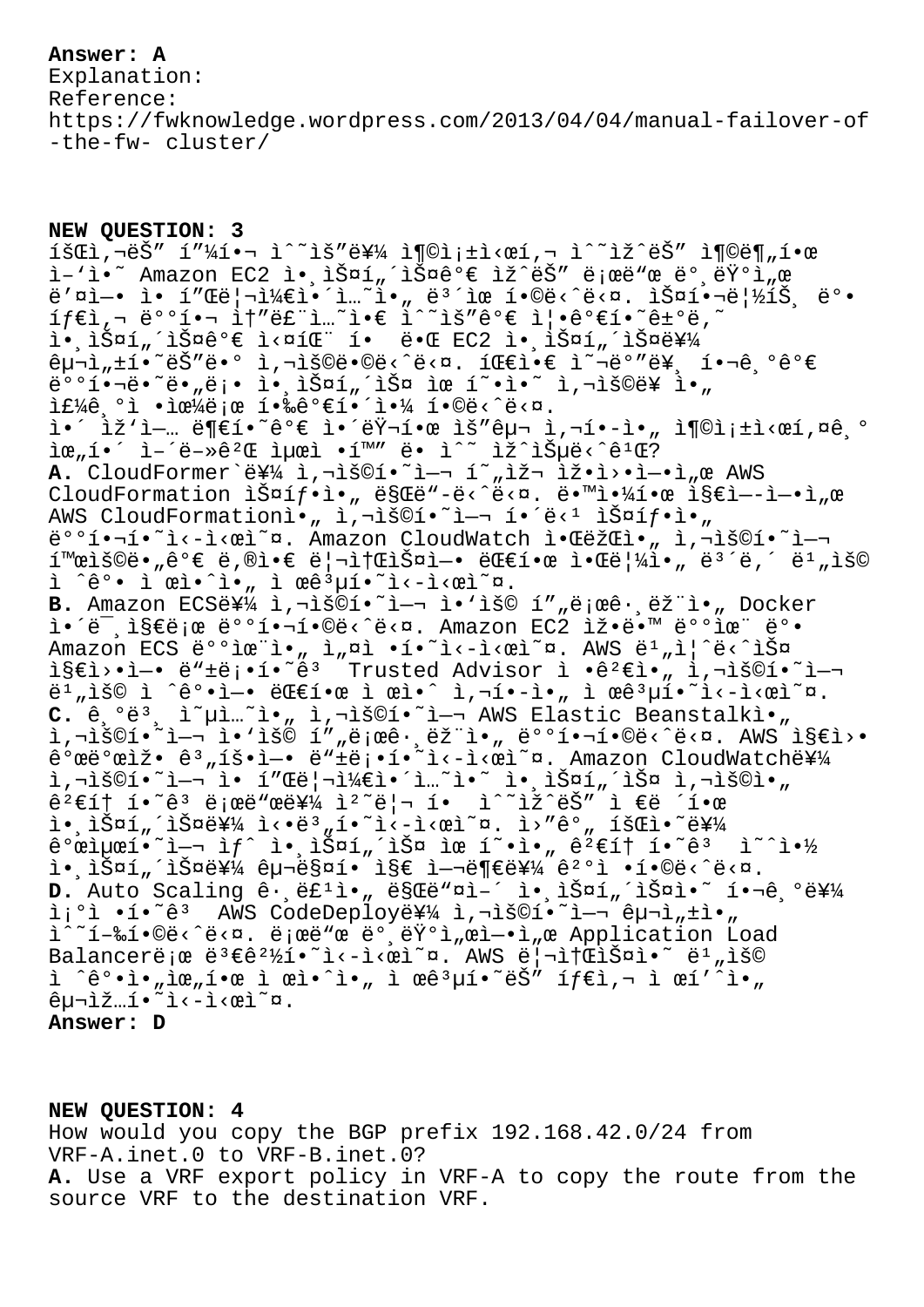**Answer: A**

Explanation:

Reference:

https://fwknowledge.wordpress.com/2013/04/04/manual-failover-of-the-fw- cluster/

**NEW QUESTION: 3**

íšŒì,¬ëŠ" í"¼í•¬ ì˜ˆìš"를 ì¶©ì¡±ì‹œí,¬ ì˜˜ìž˜ëŠ" ì¶©ë¶"한 ì–'ì•˜ Amazon EC2 ì• ̧스í"´ìФê°€ ìž˜ëŠ" ë¡œë"œ ë°¸ëŸ°ì"œ ë'¤ì—• ì• í"Œë¦¬ì¼€ì•´ì…˜ì•" ë³´ìœ í•©ë‹ˆë‹¤. 스í•¬ë¦½íŠ¸ ë°• íƒ€ì,¬ ë°°í•¬ ì†"ë£¨ì…˜ì•€ ì˜ˆìš"ê°€ ì¦•ê°€í•˜ê±°ë,˜ ì• ̧스í"´ìФê°€ ì‹¤íŒ¨ í• ë•Œ EC2 ì• ̧스í"´ìФ를 구ì"±í•˜ëŠ"ë•° ì,¬ìš©ë•©ë‹ˆë‹¤. 팀ì•€ ì˜¬ë°"ë¥ ̧ í•¬ê ̧°ê°€ ë°°í•¬ë•˜ë•"ë¡• ì• ̧스í"´ìФ ìœ í˜•ì•˜ ì,¬ìš©ë¥ ì•" ì£¼ê ̧°ì •ìœ¼ë¡œ í•‰ê°€í•´ì•¼ í•©ë‹ˆë‹¤.

ì•´ ìž'ì—… ë¶€í•˜ê°€ ì•´ëŸ¬í•œ ìš"구 ì,¬í•-ì•" ì¶©ì¡±ì‹œí,¤ê ̧° ìœ"í•´ ì–´ë–»ê²Œ ìµœì •í™" ë• ì˜ˆ ìž˜ìŠµë‹ˆê¹Œ?

**A.** CloudFormer`를 ì,¬ìš©í•˜ì—¬ í˜"ìž¬ ìž•ì›•ì—•ì,œ AWS CloudFormation 스íƒ•ì•" 만ë"-ë‹ˆë‹¤. ë•™ì•¼í•œ ì§€ì—-ì—•ì,œ AWS CloudFormationì•" ì,¬ìš©í•˜ì—¬ í•´ë‹¹ 스íƒ•ì•" ë°°í•¬í•˜ì‹-ì‹œì˜¤. Amazon CloudWatch ì•ŒëžŒì•" ì,¬ìš©í•˜ì—¬ í™œìš©ë•"ê°€ ë,®ì•€ ë¦¬ì†ŒìФì—• 대한 ì•Œë¦¼ì•" ë³´ë,´ ë¹"ìš© ì ˆê°• ì œì•ˆì•" ì œê³µí•˜ì‹-ì‹œì˜¤.

**B.** Amazon ECS를 ì,¬ìš©í•˜ì—¬ ì•'ìš© í"„ë¡œê·¸ëž¨ì•" Docker ì•´ë¯ ̧지ë¡œ ë°°í•¬í•©ë‹ˆë‹¤. Amazon EC2 ìž•ë•™ ë°°ìœ¨ ë°• Amazon ECS ë°°ìœ¨ì•" ì„¤ì •í•˜ì‹-ì‹œì˜¤. AWS ë¹"ì¦ˆë‹ˆìФ ì§€ì›•ì—• ë"±ë¡•í•˜ê³ Trusted Advisor ì •ê²€ì•" ì,¬ìš©í•˜ì—¬ ë¹"ìš© ì ˆê°•ì—• 대한 ì œì•ˆ ì,¬í•-ì•" ì œê³µí•˜ì‹-ì‹œì˜¤.

**C.** ê ̧°ë³ ̧ ì˜µì…˜ì•" ì,¬ìš©í•˜ì—¬ AWS Elastic Beanstalkì•" ì,¬ìš©í•˜ì—¬ ì•'ìš© í"„ë¡œê·¸ëž¨ì•" ë°°í•¬í•©ë‹ˆë‹¤. AWS ì§€ì›• 게ì˜œìž• ê³"íš•ì—• ë"±ë¡•í•˜ì‹-ì‹œì˜¤. Amazon CloudWatch를 ì,¬ìš©í•˜ì—¬ ì• í"Œë¦¬ì¼€ì•´ì…˜ì•˜ ì• ̧스í"´ìФ ì,¬ìš©ì•" ê²€í†  í•˜ê³  ë¡œë"œë"œë¥¼ ì²˜ë¦¬ í•  ì˜˜ìž˜ëŠ" ì €ë ´í•œ ì• ̧스í"´ìФ를 ì‹•ë³"í•˜ì‹-ì‹œì˜¤. ì›"ê°" 회ì•˜를 ê°œìµœí•˜ì—¬ ìƒˆ ì• ̧스í"´ìФ ìœ í˜•ì•" 검토 í•˜ê³  ì˜ˆì•½ ì• ̧스í"´ìФ를 구매스í• ì§€ ì—¬ë¶€ë¥¼ ê²°ì • í•©ë‹ˆë‹¤.

**D.** Auto Scaling ê·¸ë£¹ì•" 만ë"¤ì–´ ì• ̧스í"´ìФì•˜ í•¬ê ̧°ë¥¼ ì¡°ì • í•˜ê³  AWS CodeDeploy를 ì,¬ìš©í•˜ì—¬ 구ì"±ì•" ì˜˜í–‰í•©ë‹ˆë‹¤. ë¡œë"œ ë°¸ëŸ°ì"œì—•ì,œ Application Load Balancerë¡œ ë³€ê²½í•˜ì‹-ì‹œì˜¤. AWS ë¦¬ì†ŒìФì•˜ ë¹"ìš© ì ˆê°•ì•"ìœ"한 ì œì•ˆì•" ì œê³µí•˜ëŠ" íƒ€ì,¬ ì œí'ˆì•" 구ìž…í•˜ì‹-ì‹œì˜¤.

**Answer: D**

**NEW QUESTION: 4**

How would you copy the BGP prefix 192.168.42.0/24 from VRF-A.inet.0 to VRF-B.inet.0?

**A.** Use a VRF export policy in VRF-A to copy the route from the source VRF to the destination VRF.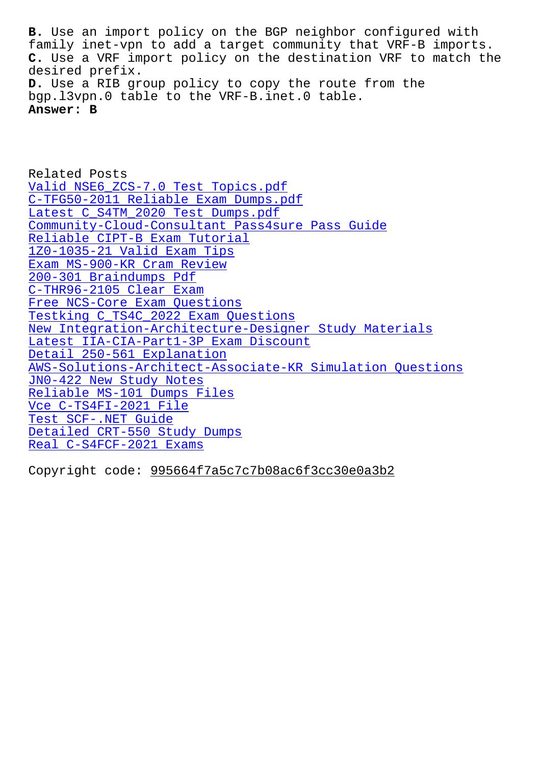**B.** Use an import policy on the BGP neighbor configured with family inet-vpn to add a target community that VRF-B imports.
**C.** Use a VRF import policy on the destination VRF to match the desired prefix.
**D.** Use a RIB group policy to copy the route from the bgp.l3vpn.0 table to the VRF-B.inet.0 table.
**Answer: B**

Related Posts
Valid NSE6_ZCS-7.0 Test Topics.pdf
C-TFG50-2011 Reliable Exam Dumps.pdf
Latest C_S4TM_2020 Test Dumps.pdf
Community-Cloud-Consultant Pass4sure Pass Guide
Reliable CIPT-B Exam Tutorial
1Z0-1035-21 Valid Exam Tips
Exam MS-900-KR Cram Review
200-301 Braindumps Pdf
C-THR96-2105 Clear Exam
Free NCS-Core Exam Questions
Testking C_TS4C_2022 Exam Questions
New Integration-Architecture-Designer Study Materials
Latest IIA-CIA-Part1-3P Exam Discount
Detail 250-561 Explanation
AWS-Solutions-Architect-Associate-KR Simulation Questions
JN0-422 New Study Notes
Reliable MS-101 Dumps Files
Vce C-TS4FI-2021 File
Test SCF-.NET Guide
Detailed CRT-550 Study Dumps
Real C-S4FCF-2021 Exams

Copyright code: 995664f7a5c7c7b08ac6f3cc30e0a3b2